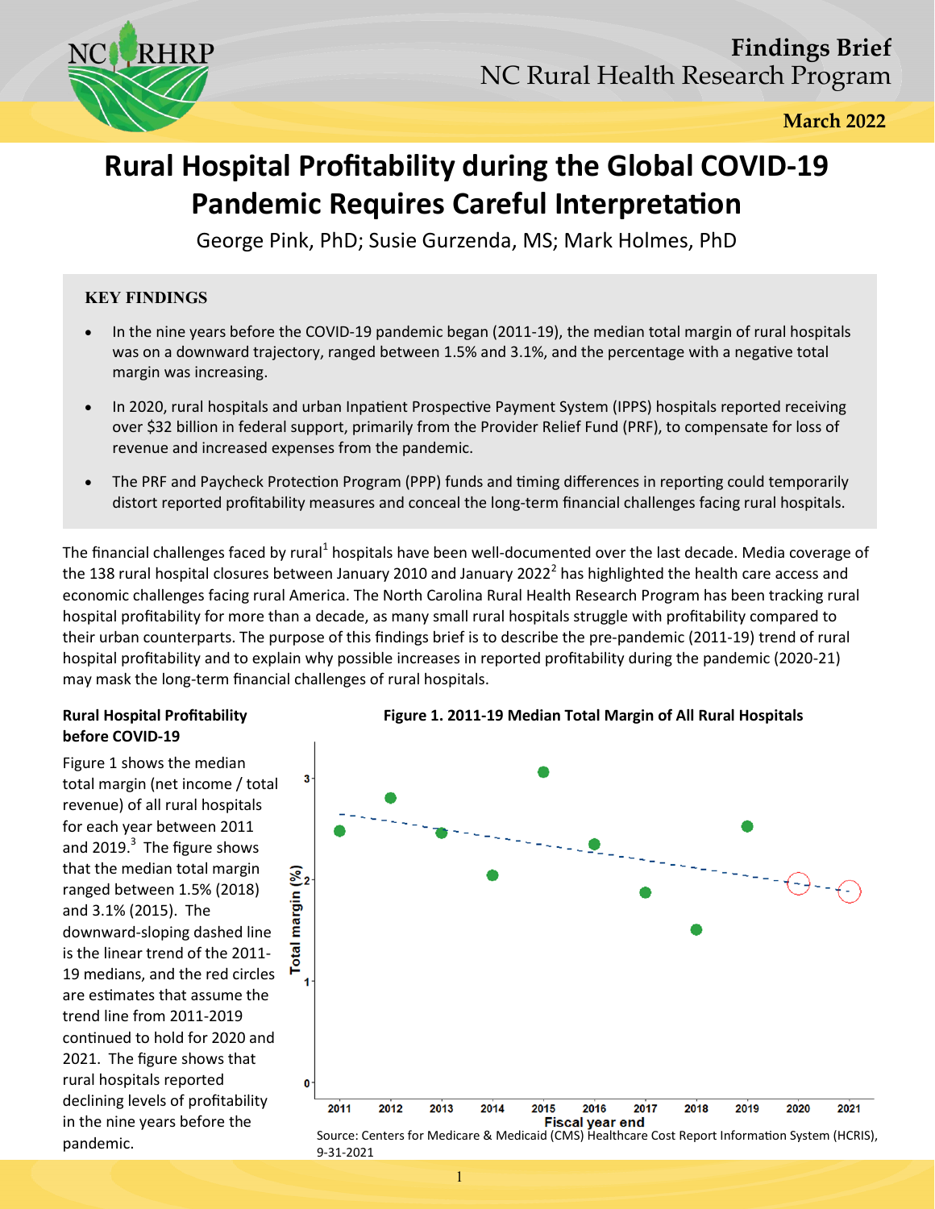Findings Brief
NC Rural Health Research Program

March 2022

# Rural Hospital Profitability during the Global COVID-19 Pandemic Requires Careful Interpretation

George Pink, PhD; Susie Gurzenda, MS; Mark Holmes, PhD

## KEY FINDINGS

- In the nine years before the COVID-19 pandemic began (2011-19), the median total margin of rural hospitals was on a downward trajectory, ranged between 1.5% and 3.1%, and the percentage with a negative total margin was increasing.
- In 2020, rural hospitals and urban Inpatient Prospective Payment System (IPPS) hospitals reported receiving over $32 billion in federal support, primarily from the Provider Relief Fund (PRF), to compensate for loss of revenue and increased expenses from the pandemic.
- The PRF and Paycheck Protection Program (PPP) funds and timing differences in reporting could temporarily distort reported profitability measures and conceal the long-term financial challenges facing rural hospitals.

The financial challenges faced by rural[1] hospitals have been well-documented over the last decade. Media coverage of the 138 rural hospital closures between January 2010 and January 2022[2] has highlighted the health care access and economic challenges facing rural America. The North Carolina Rural Health Research Program has been tracking rural hospital profitability for more than a decade, as many small rural hospitals struggle with profitability compared to their urban counterparts. The purpose of this findings brief is to describe the pre-pandemic (2011-19) trend of rural hospital profitability and to explain why possible increases in reported profitability during the pandemic (2020-21) may mask the long-term financial challenges of rural hospitals.

### Rural Hospital Profitability before COVID-19

Figure 1 shows the median total margin (net income / total revenue) of all rural hospitals for each year between 2011 and 2019.[3] The figure shows that the median total margin ranged between 1.5% (2018) and 3.1% (2015). The downward-sloping dashed line is the linear trend of the 2011-19 medians, and the red circles are estimates that assume the trend line from 2011-2019 continued to hold for 2020 and 2021. The figure shows that rural hospitals reported declining levels of profitability in the nine years before the pandemic.

**Figure 1. 2011-19 Median Total Margin of All Rural Hospitals**

Source: Centers for Medicare & Medicaid (CMS) Healthcare Cost Report Information System (HCRIS), 9-31-2021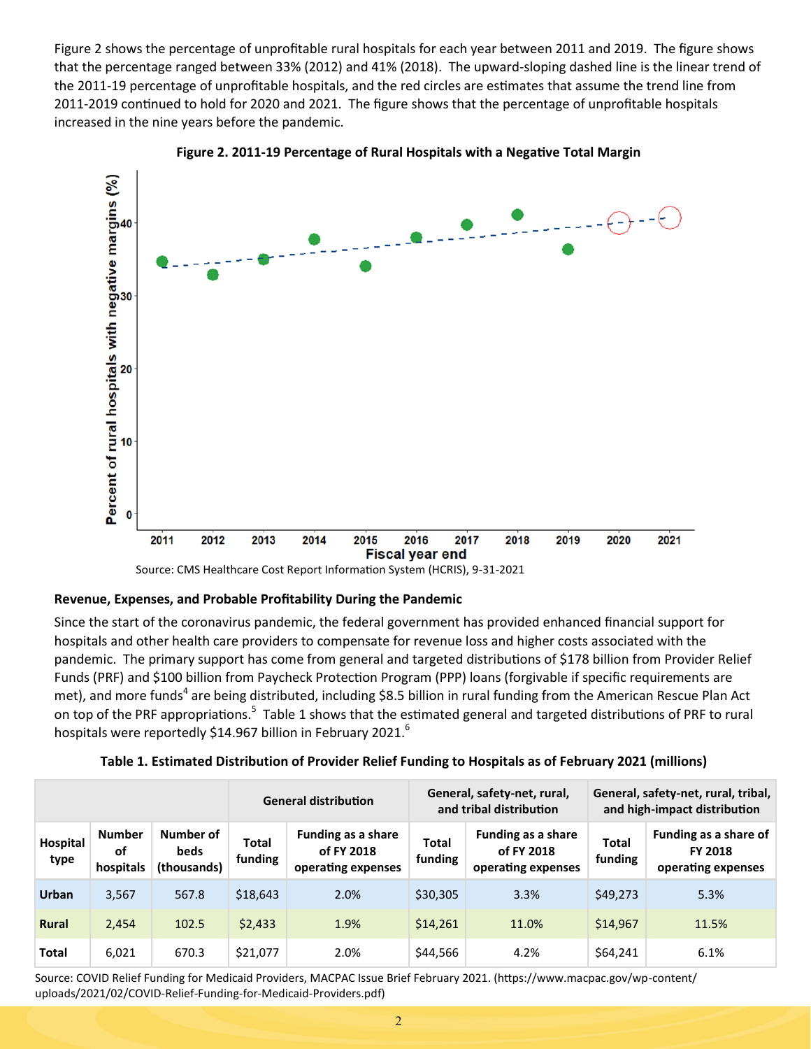Figure 2 shows the percentage of unprofitable rural hospitals for each year between 2011 and 2019. The figure shows that the percentage ranged between 33% (2012) and 41% (2018). The upward-sloping dashed line is the linear trend of the 2011-19 percentage of unprofitable hospitals, and the red circles are estimates that assume the trend line from 2011-2019 continued to hold for 2020 and 2021. The figure shows that the percentage of unprofitable hospitals increased in the nine years before the pandemic.

**Figure 2. 2011-19 Percentage of Rural Hospitals with a Negative Total Margin**

Source: CMS Healthcare Cost Report Information System (HCRIS), 9-31-2021

**Revenue, Expenses, and Probable Profitability During the Pandemic**

Since the start of the coronavirus pandemic, the federal government has provided enhanced financial support for hospitals and other health care providers to compensate for revenue loss and higher costs associated with the pandemic. The primary support has come from general and targeted distributions of $178 billion from Provider Relief Funds (PRF) and $100 billion from Paycheck Protection Program (PPP) loans (forgivable if specific requirements are met), and more funds[4] are being distributed, including $8.5 billion in rural funding from the American Rescue Plan Act on top of the PRF appropriations.[5] Table 1 shows that the estimated general and targeted distributions of PRF to rural hospitals were reportedly $14.967 billion in February 2021.[6]

**Table 1. Estimated Distribution of Provider Relief Funding to Hospitals as of February 2021 (millions)**

| | | | General distribution | | General, safety-net, rural, and tribal distribution | | General, safety-net, rural, tribal, and high-impact distribution | |
|---|---|---|---|---|---|---|---|---|
| Hospital type | Number of hospitals | Number of beds (thousands) | Total funding | Funding as a share of FY 2018 operating expenses | Total funding | Funding as a share of FY 2018 operating expenses | Total funding | Funding as a share of FY 2018 operating expenses |
| **Urban** | 3,567 | 567.8 | $18,643 | 2.0% | $30,305 | 3.3% | $49,273 | 5.3% |
| **Rural** | 2,454 | 102.5 | $2,433 | 1.9% | $14,261 | 11.0% | $14,967 | 11.5% |
| **Total** | 6,021 | 670.3 | $21,077 | 2.0% | $44,566 | 4.2% | $64,241 | 6.1% |

Source: COVID Relief Funding for Medicaid Providers, MACPAC Issue Brief February 2021. (https://www.macpac.gov/wp-content/uploads/2021/02/COVID-Relief-Funding-for-Medicaid-Providers.pdf)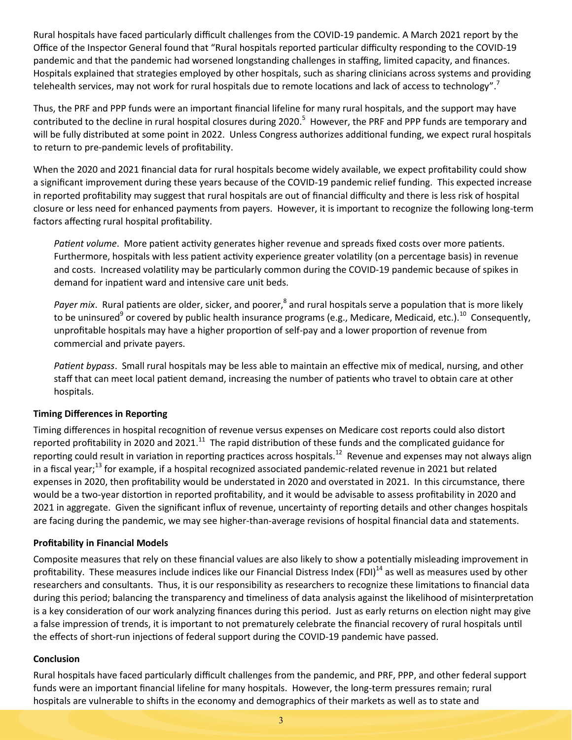Rural hospitals have faced particularly difficult challenges from the COVID-19 pandemic. A March 2021 report by the Office of the Inspector General found that "Rural hospitals reported particular difficulty responding to the COVID-19 pandemic and that the pandemic had worsened longstanding challenges in staffing, limited capacity, and finances. Hospitals explained that strategies employed by other hospitals, such as sharing clinicians across systems and providing telehealth services, may not work for rural hospitals due to remote locations and lack of access to technology".[7]

Thus, the PRF and PPP funds were an important financial lifeline for many rural hospitals, and the support may have contributed to the decline in rural hospital closures during 2020.[5] However, the PRF and PPP funds are temporary and will be fully distributed at some point in 2022. Unless Congress authorizes additional funding, we expect rural hospitals to return to pre-pandemic levels of profitability.

When the 2020 and 2021 financial data for rural hospitals become widely available, we expect profitability could show a significant improvement during these years because of the COVID-19 pandemic relief funding. This expected increase in reported profitability may suggest that rural hospitals are out of financial difficulty and there is less risk of hospital closure or less need for enhanced payments from payers. However, it is important to recognize the following long-term factors affecting rural hospital profitability.

*Patient volume*. More patient activity generates higher revenue and spreads fixed costs over more patients. Furthermore, hospitals with less patient activity experience greater volatility (on a percentage basis) in revenue and costs. Increased volatility may be particularly common during the COVID-19 pandemic because of spikes in demand for inpatient ward and intensive care unit beds.

*Payer mix*. Rural patients are older, sicker, and poorer,[8] and rural hospitals serve a population that is more likely to be uninsured[9] or covered by public health insurance programs (e.g., Medicare, Medicaid, etc.).[10] Consequently, unprofitable hospitals may have a higher proportion of self-pay and a lower proportion of revenue from commercial and private payers.

*Patient bypass*. Small rural hospitals may be less able to maintain an effective mix of medical, nursing, and other staff that can meet local patient demand, increasing the number of patients who travel to obtain care at other hospitals.

**Timing Differences in Reporting**

Timing differences in hospital recognition of revenue versus expenses on Medicare cost reports could also distort reported profitability in 2020 and 2021.[11] The rapid distribution of these funds and the complicated guidance for reporting could result in variation in reporting practices across hospitals.[12] Revenue and expenses may not always align in a fiscal year;[13] for example, if a hospital recognized associated pandemic-related revenue in 2021 but related expenses in 2020, then profitability would be understated in 2020 and overstated in 2021. In this circumstance, there would be a two-year distortion in reported profitability, and it would be advisable to assess profitability in 2020 and 2021 in aggregate. Given the significant influx of revenue, uncertainty of reporting details and other changes hospitals are facing during the pandemic, we may see higher-than-average revisions of hospital financial data and statements.

**Profitability in Financial Models**

Composite measures that rely on these financial values are also likely to show a potentially misleading improvement in profitability. These measures include indices like our Financial Distress Index (FDI)[14] as well as measures used by other researchers and consultants. Thus, it is our responsibility as researchers to recognize these limitations to financial data during this period; balancing the transparency and timeliness of data analysis against the likelihood of misinterpretation is a key consideration of our work analyzing finances during this period. Just as early returns on election night may give a false impression of trends, it is important to not prematurely celebrate the financial recovery of rural hospitals until the effects of short-run injections of federal support during the COVID-19 pandemic have passed.

**Conclusion**

Rural hospitals have faced particularly difficult challenges from the pandemic, and PRF, PPP, and other federal support funds were an important financial lifeline for many hospitals. However, the long-term pressures remain; rural hospitals are vulnerable to shifts in the economy and demographics of their markets as well as to state and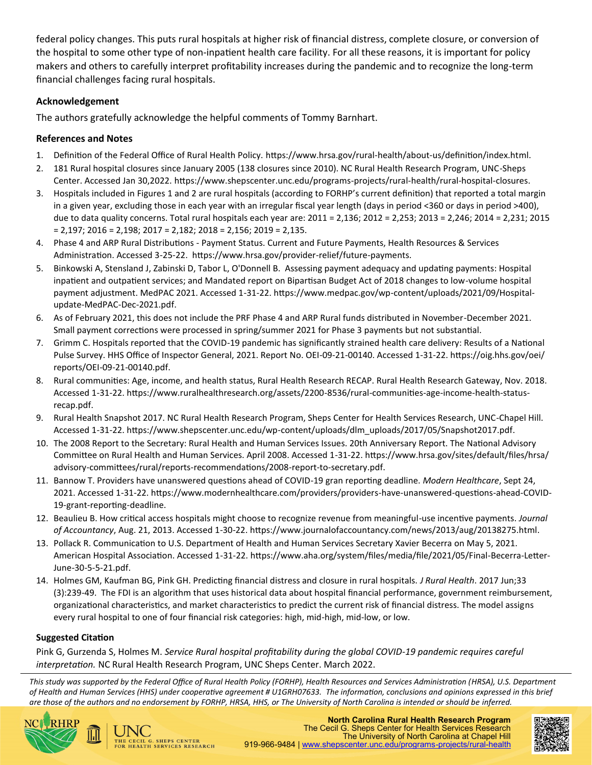federal policy changes. This puts rural hospitals at higher risk of financial distress, complete closure, or conversion of the hospital to some other type of non-inpatient health care facility. For all these reasons, it is important for policy makers and others to carefully interpret profitability increases during the pandemic and to recognize the long-term financial challenges facing rural hospitals.

**Acknowledgement**

The authors gratefully acknowledge the helpful comments of Tommy Barnhart.

**References and Notes**

1. Definition of the Federal Office of Rural Health Policy. https://www.hrsa.gov/rural-health/about-us/definition/index.html.
2. 181 Rural hospital closures since January 2005 (138 closures since 2010). NC Rural Health Research Program, UNC-Sheps Center. Accessed Jan 30,2022. https://www.shepscenter.unc.edu/programs-projects/rural-health/rural-hospital-closures.
3. Hospitals included in Figures 1 and 2 are rural hospitals (according to FORHP's current definition) that reported a total margin in a given year, excluding those in each year with an irregular fiscal year length (days in period <360 or days in period >400), due to data quality concerns. Total rural hospitals each year are: 2011 = 2,136; 2012 = 2,253; 2013 = 2,246; 2014 = 2,231; 2015 = 2,197; 2016 = 2,198; 2017 = 2,182; 2018 = 2,156; 2019 = 2,135.
4. Phase 4 and ARP Rural Distributions - Payment Status. Current and Future Payments, Health Resources & Services Administration. Accessed 3-25-22. https://www.hrsa.gov/provider-relief/future-payments.
5. Binkowski A, Stensland J, Zabinski D, Tabor L, O'Donnell B. Assessing payment adequacy and updating payments: Hospital inpatient and outpatient services; and Mandated report on Bipartisan Budget Act of 2018 changes to low-volume hospital payment adjustment. MedPAC 2021. Accessed 1-31-22. https://www.medpac.gov/wp-content/uploads/2021/09/Hospital-update-MedPAC-Dec-2021.pdf.
6. As of February 2021, this does not include the PRF Phase 4 and ARP Rural funds distributed in November-December 2021. Small payment corrections were processed in spring/summer 2021 for Phase 3 payments but not substantial.
7. Grimm C. Hospitals reported that the COVID-19 pandemic has significantly strained health care delivery: Results of a National Pulse Survey. HHS Office of Inspector General, 2021. Report No. OEI-09-21-00140. Accessed 1-31-22. https://oig.hhs.gov/oei/reports/OEI-09-21-00140.pdf.
8. Rural communities: Age, income, and health status, Rural Health Research RECAP. Rural Health Research Gateway, Nov. 2018. Accessed 1-31-22. https://www.ruralhealthresearch.org/assets/2200-8536/rural-communities-age-income-health-status-recap.pdf.
9. Rural Health Snapshot 2017. NC Rural Health Research Program, Sheps Center for Health Services Research, UNC-Chapel Hill. Accessed 1-31-22. https://www.shepscenter.unc.edu/wp-content/uploads/dlm_uploads/2017/05/Snapshot2017.pdf.
10. The 2008 Report to the Secretary: Rural Health and Human Services Issues. 20th Anniversary Report. The National Advisory Committee on Rural Health and Human Services. April 2008. Accessed 1-31-22. https://www.hrsa.gov/sites/default/files/hrsa/advisory-committees/rural/reports-recommendations/2008-report-to-secretary.pdf.
11. Bannow T. Providers have unanswered questions ahead of COVID-19 gran reporting deadline. *Modern Healthcare*, Sept 24, 2021. Accessed 1-31-22. https://www.modernhealthcare.com/providers/providers-have-unanswered-questions-ahead-COVID-19-grant-reporting-deadline.
12. Beaulieu B. How critical access hospitals might choose to recognize revenue from meaningful-use incentive payments. *Journal of Accountancy*, Aug. 21, 2013. Accessed 1-30-22. https://www.journalofaccountancy.com/news/2013/aug/20138275.html.
13. Pollack R. Communication to U.S. Department of Health and Human Services Secretary Xavier Becerra on May 5, 2021. American Hospital Association. Accessed 1-31-22. https://www.aha.org/system/files/media/file/2021/05/Final-Becerra-Letter-June-30-5-5-21.pdf.
14. Holmes GM, Kaufman BG, Pink GH. Predicting financial distress and closure in rural hospitals. *J Rural Health*. 2017 Jun;33 (3):239-49. The FDI is an algorithm that uses historical data about hospital financial performance, government reimbursement, organizational characteristics, and market characteristics to predict the current risk of financial distress. The model assigns every rural hospital to one of four financial risk categories: high, mid-high, mid-low, or low.

**Suggested Citation**

Pink G, Gurzenda S, Holmes M. *Service Rural hospital profitability during the global COVID-19 pandemic requires careful interpretation.* NC Rural Health Research Program, UNC Sheps Center. March 2022.

*This study was supported by the Federal Office of Rural Health Policy (FORHP), Health Resources and Services Administration (HRSA), U.S. Department of Health and Human Services (HHS) under cooperative agreement # U1GRH07633. The information, conclusions and opinions expressed in this brief are those of the authors and no endorsement by FORHP, HRSA, HHS, or The University of North Carolina is intended or should be inferred.*

**North Carolina Rural Health Research Program**
The Cecil G. Sheps Center for Health Services Research
The University of North Carolina at Chapel Hill
919-966-9484 | www.shepscenter.unc.edu/programs-projects/rural-health